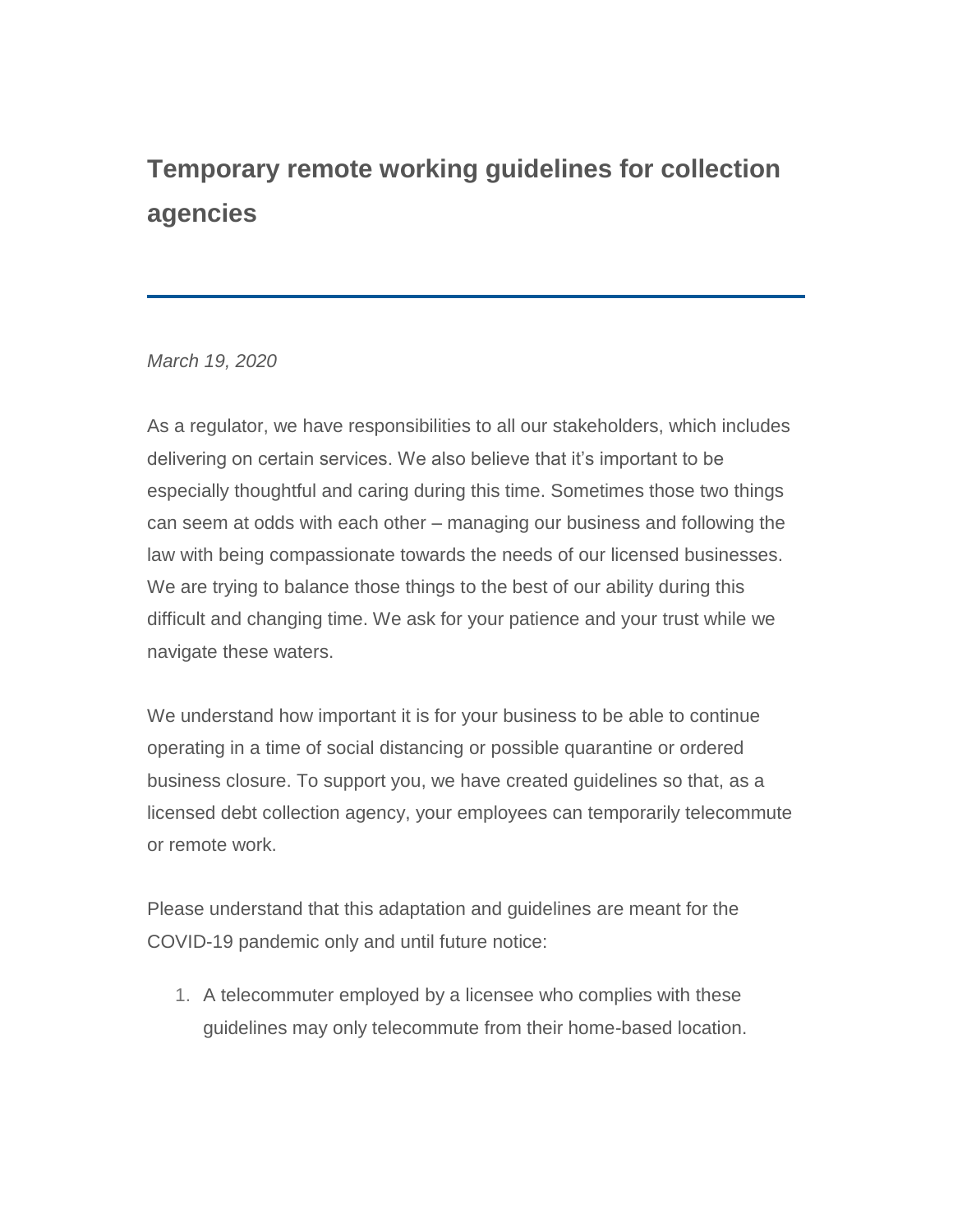# Temporary remote working guidelines for collection agencies

---

*March 19, 2020*

As a regulator, we have responsibilities to all our stakeholders, which includes delivering on certain services. We also believe that it's important to be especially thoughtful and caring during this time. Sometimes those two things can seem at odds with each other – managing our business and following the law with being compassionate towards the needs of our licensed businesses. We are trying to balance those things to the best of our ability during this difficult and changing time. We ask for your patience and your trust while we navigate these waters.

We understand how important it is for your business to be able to continue operating in a time of social distancing or possible quarantine or ordered business closure. To support you, we have created guidelines so that, as a licensed debt collection agency, your employees can temporarily telecommute or remote work.

Please understand that this adaptation and guidelines are meant for the COVID-19 pandemic only and until future notice:

1. A telecommuter employed by a licensee who complies with these guidelines may only telecommute from their home-based location.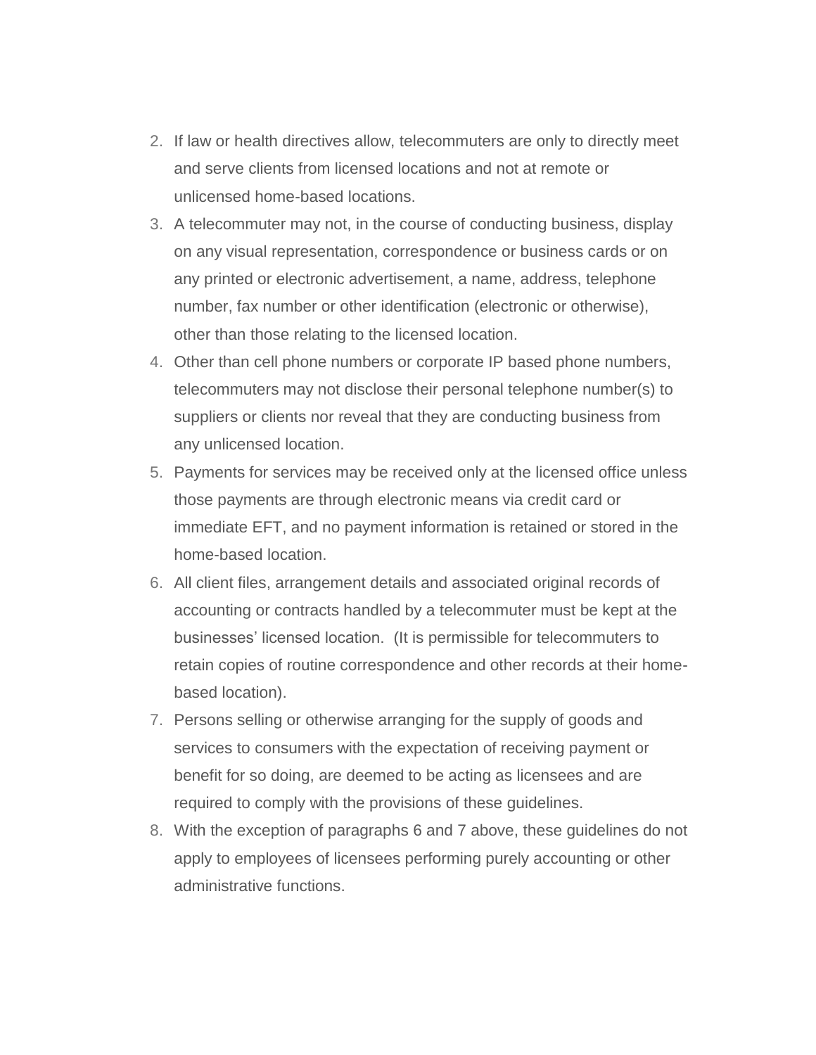2. If law or health directives allow, telecommuters are only to directly meet and serve clients from licensed locations and not at remote or unlicensed home-based locations.
3. A telecommuter may not, in the course of conducting business, display on any visual representation, correspondence or business cards or on any printed or electronic advertisement, a name, address, telephone number, fax number or other identification (electronic or otherwise), other than those relating to the licensed location.
4. Other than cell phone numbers or corporate IP based phone numbers, telecommuters may not disclose their personal telephone number(s) to suppliers or clients nor reveal that they are conducting business from any unlicensed location.
5. Payments for services may be received only at the licensed office unless those payments are through electronic means via credit card or immediate EFT, and no payment information is retained or stored in the home-based location.
6. All client files, arrangement details and associated original records of accounting or contracts handled by a telecommuter must be kept at the businesses' licensed location. (It is permissible for telecommuters to retain copies of routine correspondence and other records at their home-based location).
7. Persons selling or otherwise arranging for the supply of goods and services to consumers with the expectation of receiving payment or benefit for so doing, are deemed to be acting as licensees and are required to comply with the provisions of these guidelines.
8. With the exception of paragraphs 6 and 7 above, these guidelines do not apply to employees of licensees performing purely accounting or other administrative functions.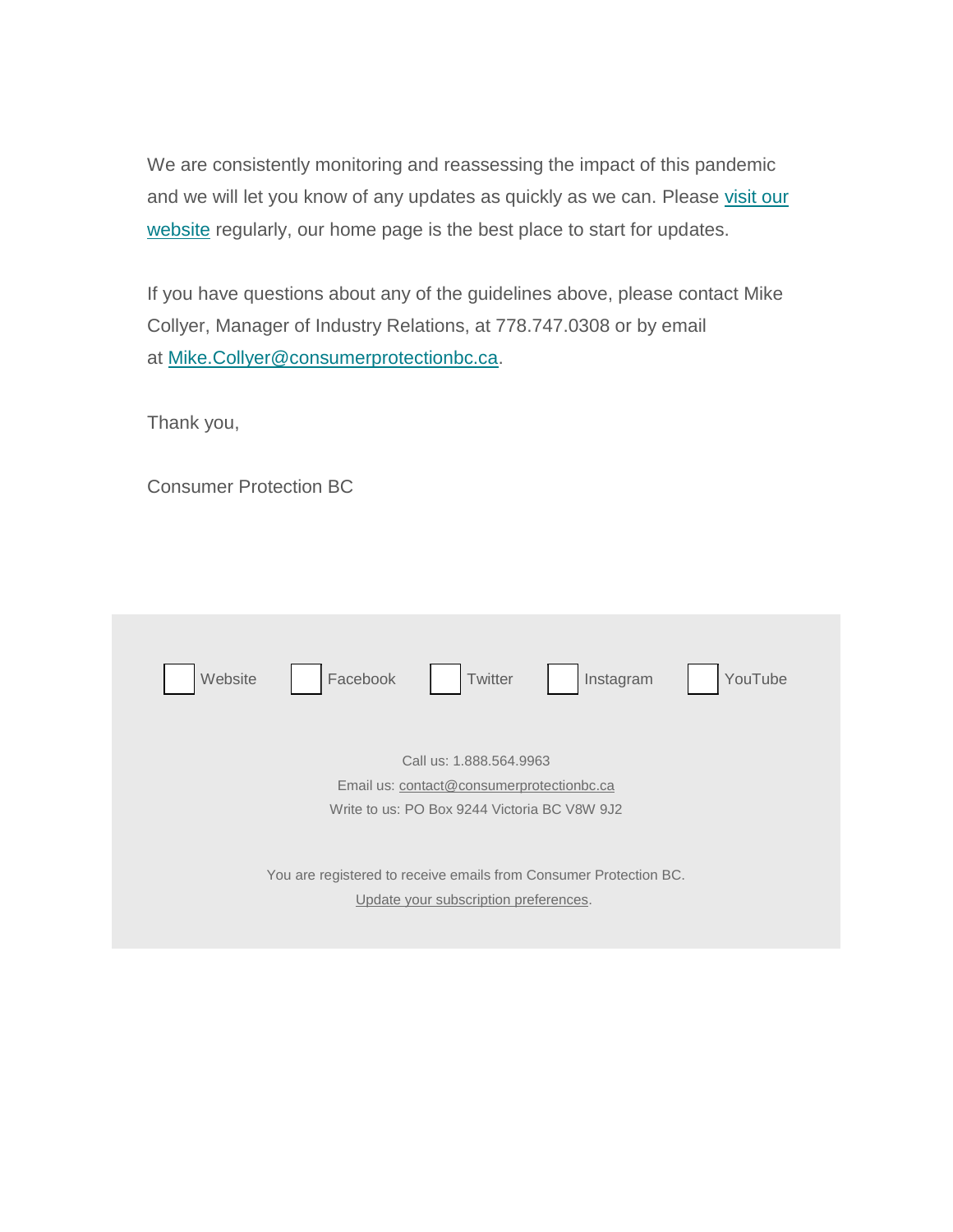We are consistently monitoring and reassessing the impact of this pandemic and we will let you know of any updates as quickly as we can. Please visit our website regularly, our home page is the best place to start for updates.

If you have questions about any of the guidelines above, please contact Mike Collyer, Manager of Industry Relations, at 778.747.0308 or by email at Mike.Collyer@consumerprotectionbc.ca.

Thank you,

Consumer Protection BC

Website Facebook Twitter Instagram YouTube

Call us: 1.888.564.9963
Email us: contact@consumerprotectionbc.ca
Write to us: PO Box 9244 Victoria BC V8W 9J2

You are registered to receive emails from Consumer Protection BC.
Update your subscription preferences.